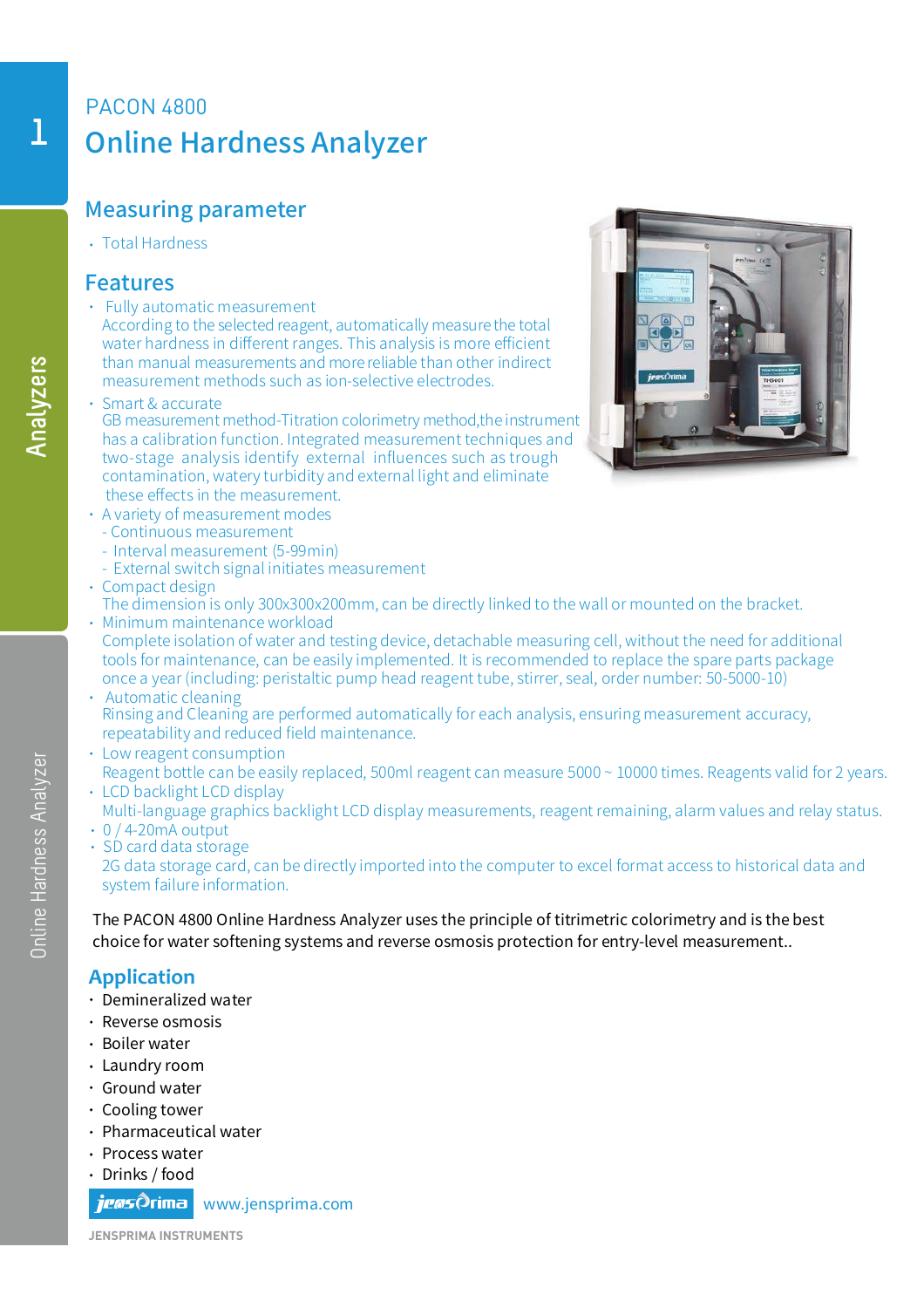PACON 4800

# Online Hardness Analyzer

## Measuring parameter

- Total Hardness

## Features

- Fully automatic measurement
  According to the selected reagent, automatically measure the total water hardness in different ranges. This analysis is more efficient than manual measurements and more reliable than other indirect measurement methods such as ion-selective electrodes.
- Smart & accurate
  GB measurement method-Titration colorimetry method,the instrument has a calibration function. Integrated measurement techniques and two-stage analysis identify external influences such as trough contamination, watery turbidity and external light and eliminate these effects in the measurement.
- A variety of measurement modes
  - Continuous measurement
  - Interval measurement (5-99min)
  - External switch signal initiates measurement
- Compact design
  The dimension is only 300x300x200mm, can be directly linked to the wall or mounted on the bracket.
- Minimum maintenance workload
  Complete isolation of water and testing device, detachable measuring cell, without the need for additional tools for maintenance, can be easily implemented. It is recommended to replace the spare parts package once a year (including: peristaltic pump head reagent tube, stirrer, seal, order number: 50-5000-10)
- Automatic cleaning
  Rinsing and Cleaning are performed automatically for each analysis, ensuring measurement accuracy, repeatability and reduced field maintenance.
- Low reagent consumption
  Reagent bottle can be easily replaced, 500ml reagent can measure 5000 ~ 10000 times. Reagents valid for 2 years.
- LCD backlight LCD display
  Multi-language graphics backlight LCD display measurements, reagent remaining, alarm values and relay status.
- 0 / 4-20mA output
- SD card data storage
  2G data storage card, can be directly imported into the computer to excel format access to historical data and system failure information.

The PACON 4800 Online Hardness Analyzer uses the principle of titrimetric colorimetry and is the best choice for water softening systems and reverse osmosis protection for entry-level measurement..

## Application

- Demineralized water
- Reverse osmosis
- Boiler water
- Laundry room
- Ground water
- Cooling tower
- Pharmaceutical water
- Process water
- Drinks / food

www.jensprima.com

JENSPRIMA INSTRUMENTS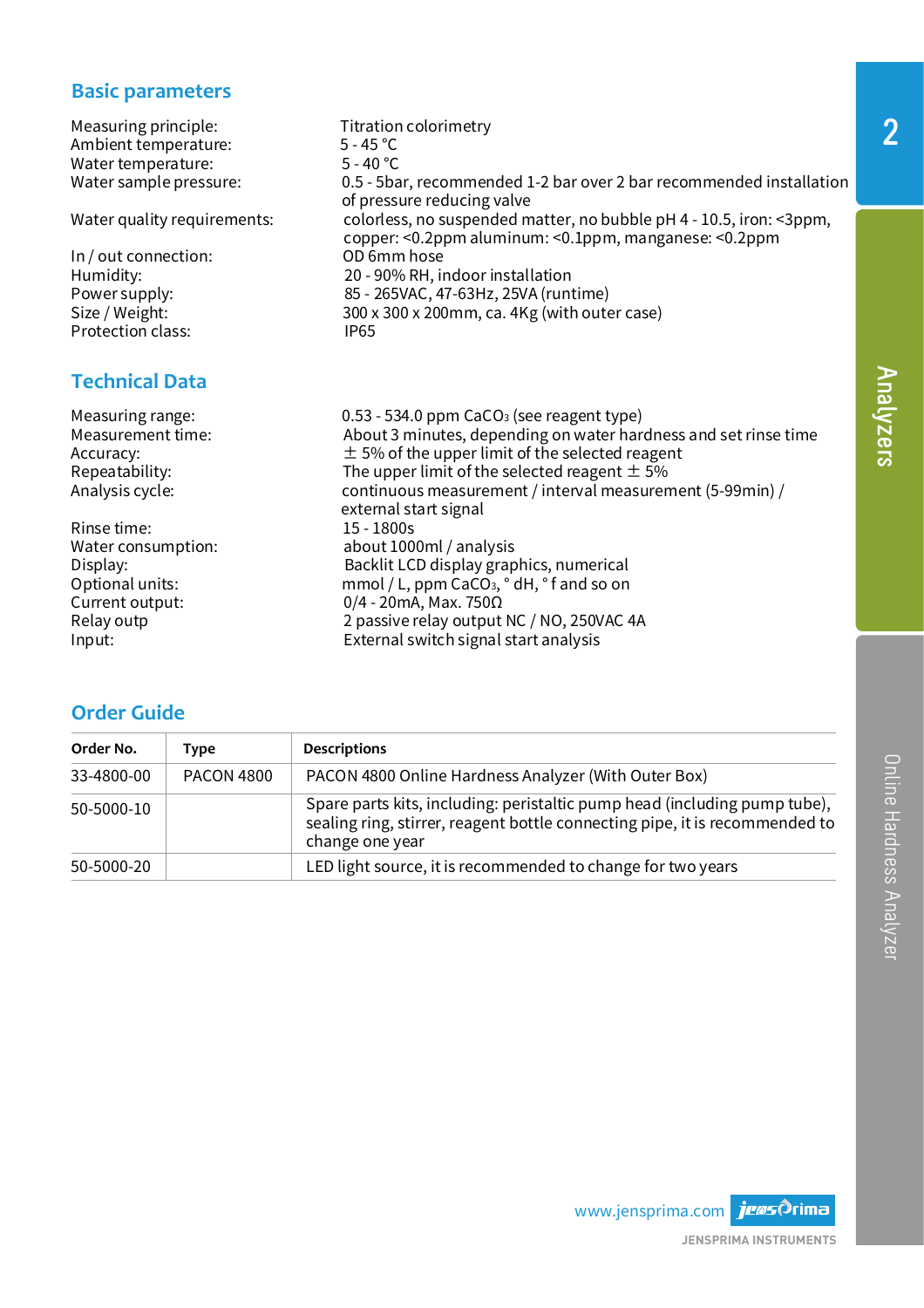## Basic parameters

| | |
|---|---|
| Measuring principle: | Titration colorimetry |
| Ambient temperature: | 5 - 45 °C |
| Water temperature: | 5 - 40 °C |
| Water sample pressure: | 0.5 - 5bar, recommended 1-2 bar over 2 bar recommended installation of pressure reducing valve |
| Water quality requirements: | colorless, no suspended matter, no bubble pH 4 - 10.5, iron: <3ppm, copper: <0.2ppm aluminum: <0.1ppm, manganese: <0.2ppm |
| In / out connection: | OD 6mm hose |
| Humidity: | 20 - 90% RH, indoor installation |
| Power supply: | 85 - 265VAC, 47-63Hz, 25VA (runtime) |
| Size / Weight: | 300 x 300 x 200mm, ca. 4Kg (with outer case) |
| Protection class: | IP65 |

## Technical Data

| | |
|---|---|
| Measuring range: | 0.53 - 534.0 ppm $CaCO_3$ (see reagent type) |
| Measurement time: | About 3 minutes, depending on water hardness and set rinse time |
| Accuracy: | ± 5% of the upper limit of the selected reagent |
| Repeatability: | The upper limit of the selected reagent ± 5% |
| Analysis cycle: | continuous measurement / interval measurement (5-99min) / external start signal |
| Rinse time: | 15 - 1800s |
| Water consumption: | about 1000ml / analysis |
| Display: | Backlit LCD display graphics, numerical |
| Optional units: | mmol / L, ppm $CaCO_3$, ° dH, ° f and so on |
| Current output: | 0/4 - 20mA, Max. 750Ω |
| Relay outp | 2 passive relay output NC / NO, 250VAC 4A |
| Input: | External switch signal start analysis |

## Order Guide

| Order No. | Type | Descriptions |
|---|---|---|
| 33-4800-00 | PACON 4800 | PACON 4800 Online Hardness Analyzer (With Outer Box) |
| 50-5000-10 | | Spare parts kits, including: peristaltic pump head (including pump tube), sealing ring, stirrer, reagent bottle connecting pipe, it is recommended to change one year |
| 50-5000-20 | | LED light source, it is recommended to change for two years |